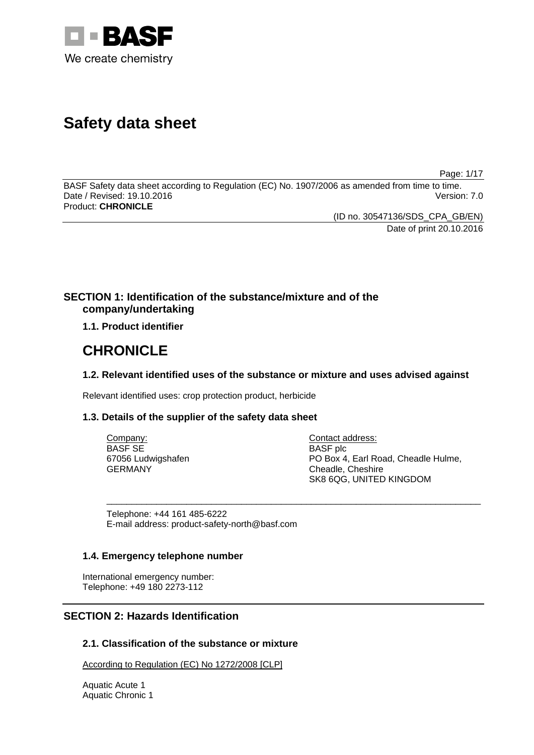BASF
We create chemistry

# Safety data sheet

BASF Safety data sheet according to Regulation (EC) No. 1907/2006 as amended from time to time.
Date / Revised: 19.10.2016 Version: 7.0
Product: **CHRONICLE**

(ID no. 30547136/SDS_CPA_GB/EN)
Date of print 20.10.2016

## SECTION 1: Identification of the substance/mixture and of the company/undertaking

### 1.1. Product identifier

# CHRONICLE

### 1.2. Relevant identified uses of the substance or mixture and uses advised against

Relevant identified uses: crop protection product, herbicide

### 1.3. Details of the supplier of the safety data sheet

Company:
BASF SE
67056 Ludwigshafen
GERMANY

Contact address:
BASF plc
PO Box 4, Earl Road, Cheadle Hulme,
Cheadle, Cheshire
SK8 6QG, UNITED KINGDOM

Telephone: +44 161 485-6222
E-mail address: product-safety-north@basf.com

### 1.4. Emergency telephone number

International emergency number:
Telephone: +49 180 2273-112

## SECTION 2: Hazards Identification

### 2.1. Classification of the substance or mixture

According to Regulation (EC) No 1272/2008 [CLP]

Aquatic Acute 1
Aquatic Chronic 1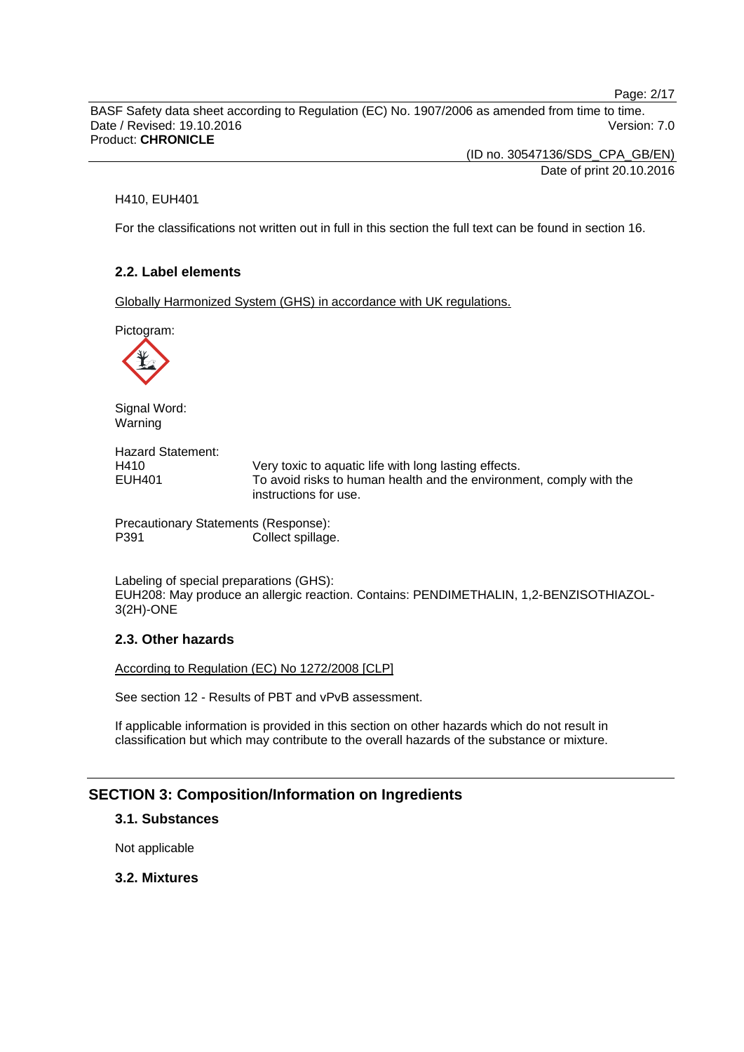H410, EUH401

For the classifications not written out in full in this section the full text can be found in section 16.

### 2.2. Label elements

Globally Harmonized System (GHS) in accordance with UK regulations.

Pictogram:

Signal Word:
Warning

Hazard Statement:

| | |
|---|---|
| H410 | Very toxic to aquatic life with long lasting effects. |
| EUH401 | To avoid risks to human health and the environment, comply with the instructions for use. |

Precautionary Statements (Response):

| | |
|---|---|
| P391 | Collect spillage. |

Labeling of special preparations (GHS):
EUH208: May produce an allergic reaction. Contains: PENDIMETHALIN, 1,2-BENZISOTHIAZOL-3(2H)-ONE

### 2.3. Other hazards

According to Regulation (EC) No 1272/2008 [CLP]

See section 12 - Results of PBT and vPvB assessment.

If applicable information is provided in this section on other hazards which do not result in classification but which may contribute to the overall hazards of the substance or mixture.

## SECTION 3: Composition/Information on Ingredients

### 3.1. Substances

Not applicable

### 3.2. Mixtures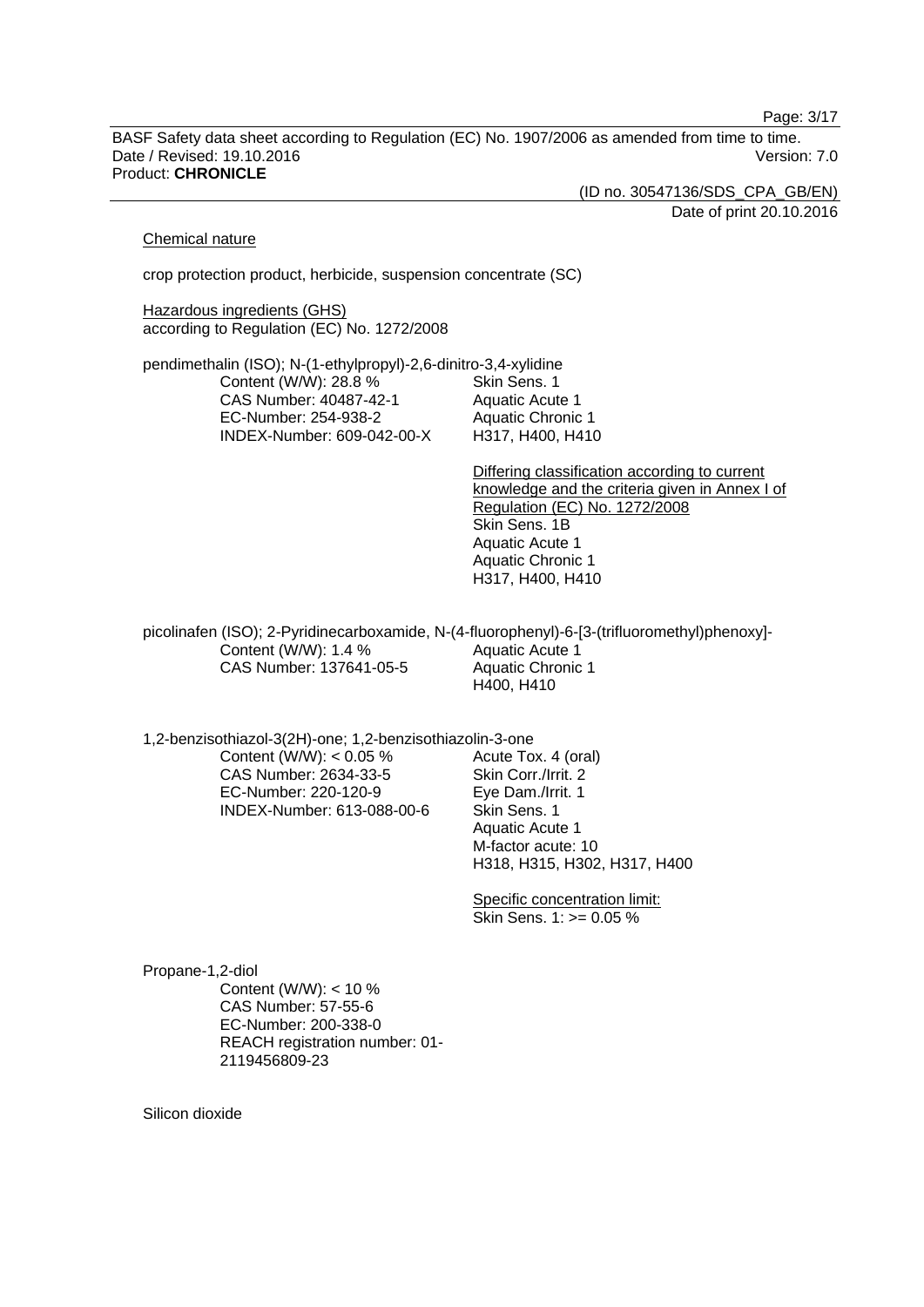Chemical nature

crop protection product, herbicide, suspension concentrate (SC)

Hazardous ingredients (GHS)
according to Regulation (EC) No. 1272/2008

pendimethalin (ISO); N-(1-ethylpropyl)-2,6-dinitro-3,4-xylidine

| | |
|---|---|
| Content (W/W): 28.8 % | Skin Sens. 1 |
| CAS Number: 40487-42-1 | Aquatic Acute 1 |
| EC-Number: 254-938-2 | Aquatic Chronic 1 |
| INDEX-Number: 609-042-00-X | H317, H400, H410 |

Differing classification according to current knowledge and the criteria given in Annex I of Regulation (EC) No. 1272/2008
Skin Sens. 1B
Aquatic Acute 1
Aquatic Chronic 1
H317, H400, H410

picolinafen (ISO); 2-Pyridinecarboxamide, N-(4-fluorophenyl)-6-[3-(trifluoromethyl)phenoxy]-

| | |
|---|---|
| Content (W/W): 1.4 % | Aquatic Acute 1 |
| CAS Number: 137641-05-5 | Aquatic Chronic 1 |
| | H400, H410 |

1,2-benzisothiazol-3(2H)-one; 1,2-benzisothiazolin-3-one

| | |
|---|---|
| Content (W/W): < 0.05 % | Acute Tox. 4 (oral) |
| CAS Number: 2634-33-5 | Skin Corr./Irrit. 2 |
| EC-Number: 220-120-9 | Eye Dam./Irrit. 1 |
| INDEX-Number: 613-088-00-6 | Skin Sens. 1 |
| | Aquatic Acute 1 |
| | M-factor acute: 10 |
| | H318, H315, H302, H317, H400 |

Specific concentration limit:
Skin Sens. 1: >= 0.05 %

Propane-1,2-diol
Content (W/W): < 10 %
CAS Number: 57-55-6
EC-Number: 200-338-0
REACH registration number: 01-2119456809-23

Silicon dioxide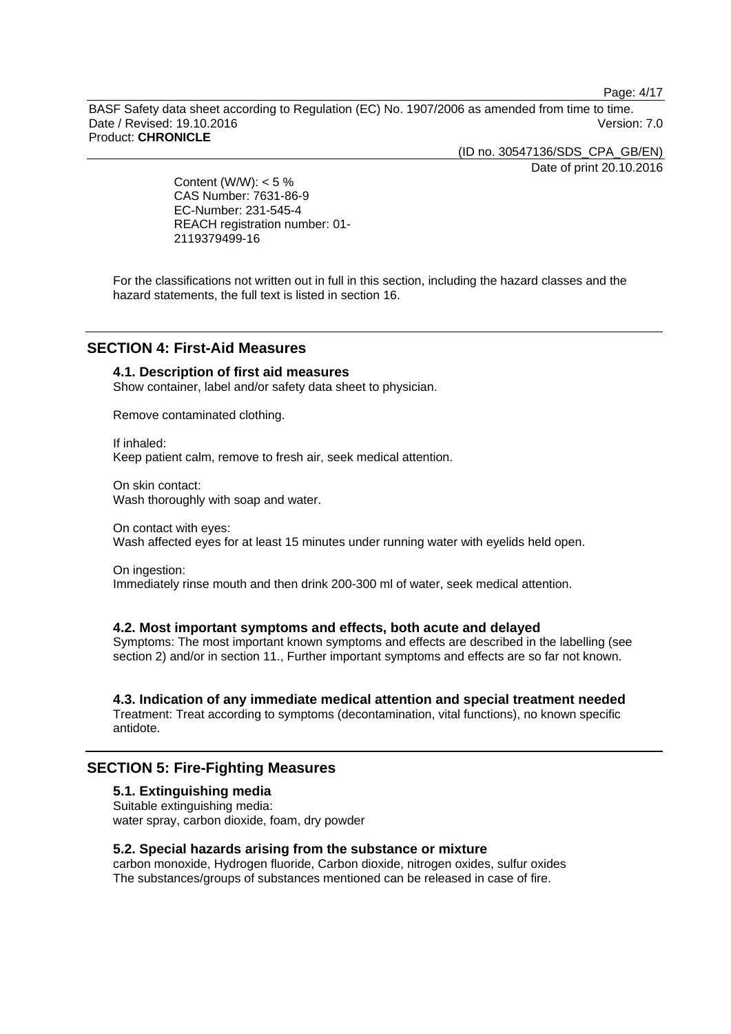Content (W/W): < 5 %
CAS Number: 7631-86-9
EC-Number: 231-545-4
REACH registration number: 01-2119379499-16

For the classifications not written out in full in this section, including the hazard classes and the hazard statements, the full text is listed in section 16.

## SECTION 4: First-Aid Measures

### 4.1. Description of first aid measures

Show container, label and/or safety data sheet to physician.

Remove contaminated clothing.

If inhaled:
Keep patient calm, remove to fresh air, seek medical attention.

On skin contact:
Wash thoroughly with soap and water.

On contact with eyes:
Wash affected eyes for at least 15 minutes under running water with eyelids held open.

On ingestion:
Immediately rinse mouth and then drink 200-300 ml of water, seek medical attention.

### 4.2. Most important symptoms and effects, both acute and delayed

Symptoms: The most important known symptoms and effects are described in the labelling (see section 2) and/or in section 11., Further important symptoms and effects are so far not known.

### 4.3. Indication of any immediate medical attention and special treatment needed

Treatment: Treat according to symptoms (decontamination, vital functions), no known specific antidote.

## SECTION 5: Fire-Fighting Measures

### 5.1. Extinguishing media

Suitable extinguishing media:
water spray, carbon dioxide, foam, dry powder

### 5.2. Special hazards arising from the substance or mixture

carbon monoxide, Hydrogen fluoride, Carbon dioxide, nitrogen oxides, sulfur oxides
The substances/groups of substances mentioned can be released in case of fire.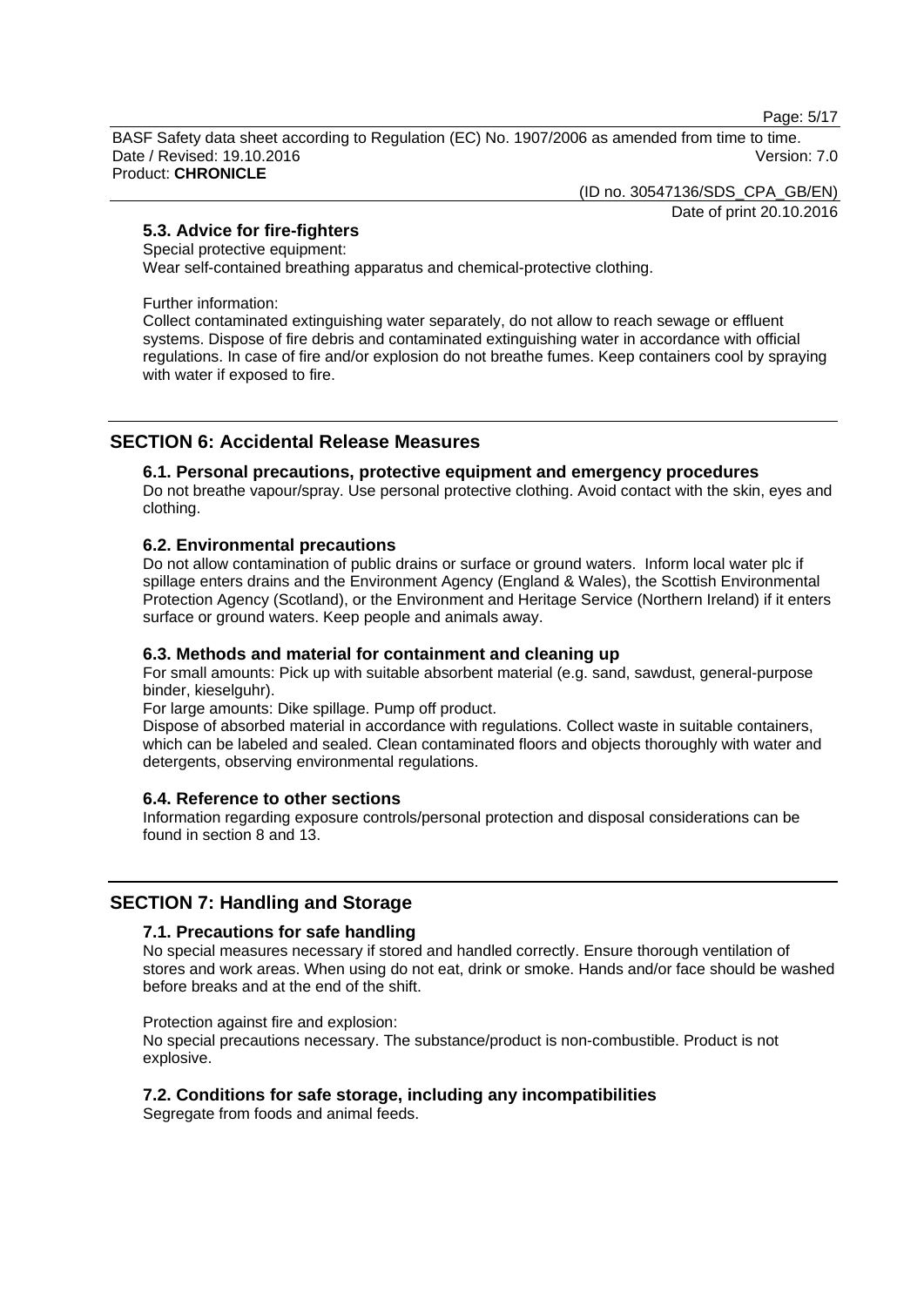### 5.3. Advice for fire-fighters

Special protective equipment:
Wear self-contained breathing apparatus and chemical-protective clothing.

Further information:
Collect contaminated extinguishing water separately, do not allow to reach sewage or effluent systems. Dispose of fire debris and contaminated extinguishing water in accordance with official regulations. In case of fire and/or explosion do not breathe fumes. Keep containers cool by spraying with water if exposed to fire.

## SECTION 6: Accidental Release Measures

### 6.1. Personal precautions, protective equipment and emergency procedures

Do not breathe vapour/spray. Use personal protective clothing. Avoid contact with the skin, eyes and clothing.

### 6.2. Environmental precautions

Do not allow contamination of public drains or surface or ground waters. Inform local water plc if spillage enters drains and the Environment Agency (England & Wales), the Scottish Environmental Protection Agency (Scotland), or the Environment and Heritage Service (Northern Ireland) if it enters surface or ground waters. Keep people and animals away.

### 6.3. Methods and material for containment and cleaning up

For small amounts: Pick up with suitable absorbent material (e.g. sand, sawdust, general-purpose binder, kieselguhr).
For large amounts: Dike spillage. Pump off product.
Dispose of absorbed material in accordance with regulations. Collect waste in suitable containers, which can be labeled and sealed. Clean contaminated floors and objects thoroughly with water and detergents, observing environmental regulations.

### 6.4. Reference to other sections

Information regarding exposure controls/personal protection and disposal considerations can be found in section 8 and 13.

## SECTION 7: Handling and Storage

### 7.1. Precautions for safe handling

No special measures necessary if stored and handled correctly. Ensure thorough ventilation of stores and work areas. When using do not eat, drink or smoke. Hands and/or face should be washed before breaks and at the end of the shift.

Protection against fire and explosion:
No special precautions necessary. The substance/product is non-combustible. Product is not explosive.

### 7.2. Conditions for safe storage, including any incompatibilities

Segregate from foods and animal feeds.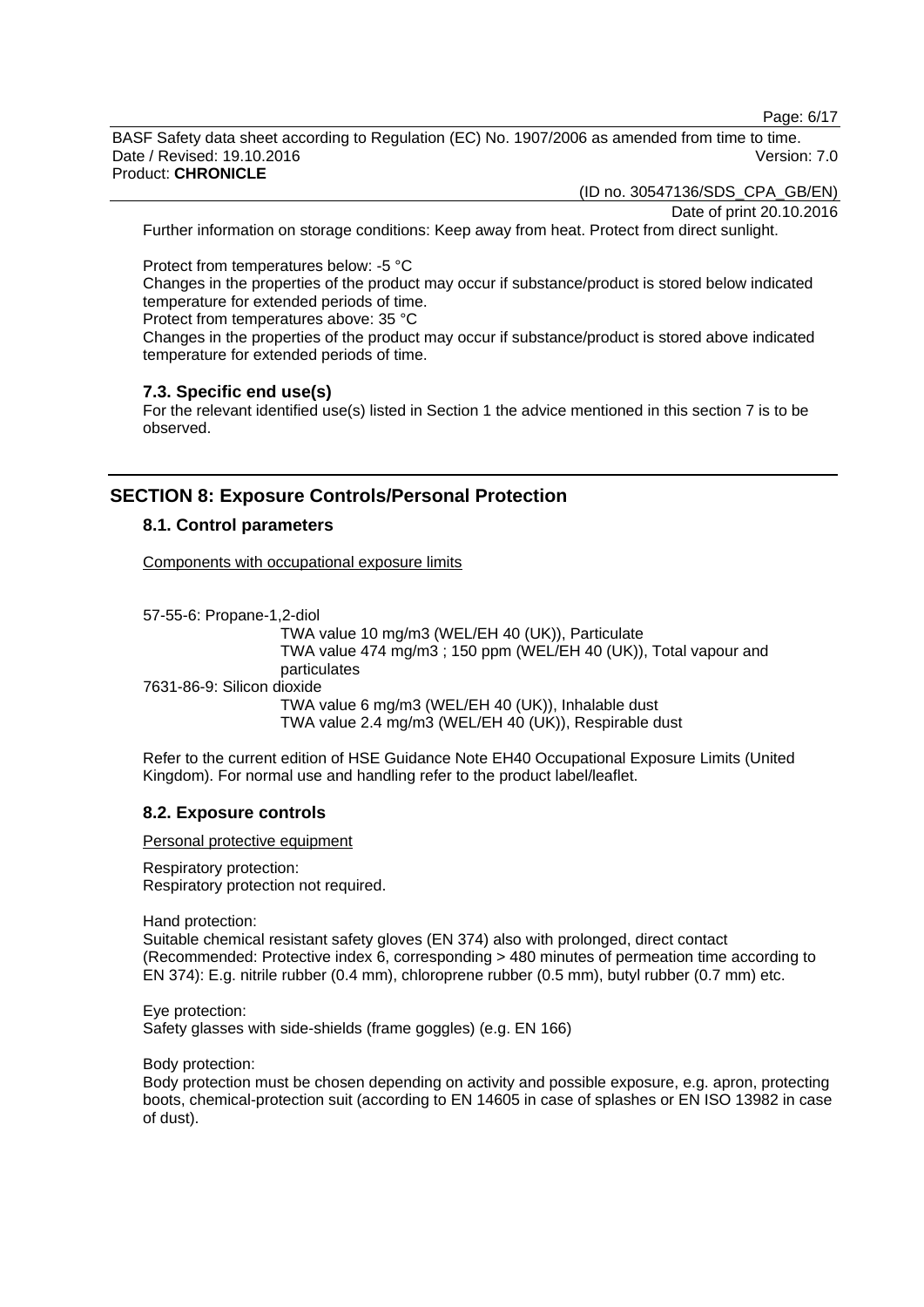Further information on storage conditions: Keep away from heat. Protect from direct sunlight.

Protect from temperatures below: -5 °C
Changes in the properties of the product may occur if substance/product is stored below indicated temperature for extended periods of time.
Protect from temperatures above: 35 °C
Changes in the properties of the product may occur if substance/product is stored above indicated temperature for extended periods of time.

### 7.3. Specific end use(s)

For the relevant identified use(s) listed in Section 1 the advice mentioned in this section 7 is to be observed.

## SECTION 8: Exposure Controls/Personal Protection

### 8.1. Control parameters

Components with occupational exposure limits

57-55-6: Propane-1,2-diol
TWA value 10 mg/m3 (WEL/EH 40 (UK)), Particulate
TWA value 474 mg/m3 ; 150 ppm (WEL/EH 40 (UK)), Total vapour and particulates

7631-86-9: Silicon dioxide
TWA value 6 mg/m3 (WEL/EH 40 (UK)), Inhalable dust
TWA value 2.4 mg/m3 (WEL/EH 40 (UK)), Respirable dust

Refer to the current edition of HSE Guidance Note EH40 Occupational Exposure Limits (United Kingdom). For normal use and handling refer to the product label/leaflet.

### 8.2. Exposure controls

Personal protective equipment

Respiratory protection:
Respiratory protection not required.

Hand protection:
Suitable chemical resistant safety gloves (EN 374) also with prolonged, direct contact (Recommended: Protective index 6, corresponding > 480 minutes of permeation time according to EN 374): E.g. nitrile rubber (0.4 mm), chloroprene rubber (0.5 mm), butyl rubber (0.7 mm) etc.

Eye protection:
Safety glasses with side-shields (frame goggles) (e.g. EN 166)

Body protection:
Body protection must be chosen depending on activity and possible exposure, e.g. apron, protecting boots, chemical-protection suit (according to EN 14605 in case of splashes or EN ISO 13982 in case of dust).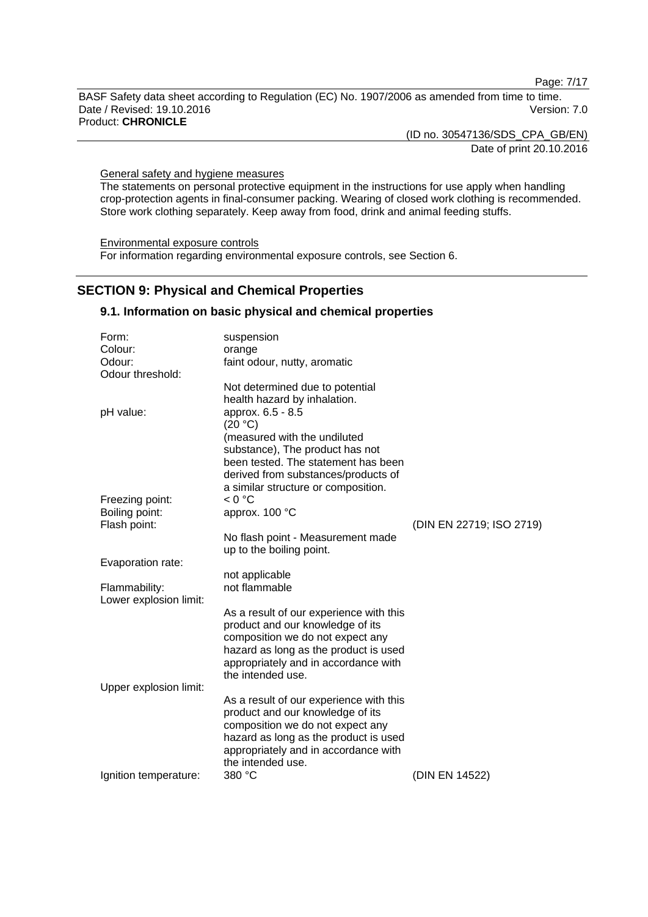General safety and hygiene measures

The statements on personal protective equipment in the instructions for use apply when handling crop-protection agents in final-consumer packing. Wearing of closed work clothing is recommended. Store work clothing separately. Keep away from food, drink and animal feeding stuffs.

Environmental exposure controls

For information regarding environmental exposure controls, see Section 6.

## SECTION 9: Physical and Chemical Properties

### 9.1. Information on basic physical and chemical properties

| | | |
|---|---|---|
| Form: | suspension | |
| Colour: | orange | |
| Odour: | faint odour, nutty, aromatic | |
| Odour threshold: | Not determined due to potential health hazard by inhalation. | |
| pH value: | approx. 6.5 - 8.5 (20 °C) (measured with the undiluted substance), The product has not been tested. The statement has been derived from substances/products of a similar structure or composition. | |
| Freezing point: | < 0 °C | |
| Boiling point: | approx. 100 °C | |
| Flash point: | No flash point - Measurement made up to the boiling point. | (DIN EN 22719; ISO 2719) |
| Evaporation rate: | not applicable | |
| Flammability: | not flammable | |
| Lower explosion limit: | As a result of our experience with this product and our knowledge of its composition we do not expect any hazard as long as the product is used appropriately and in accordance with the intended use. | |
| Upper explosion limit: | As a result of our experience with this product and our knowledge of its composition we do not expect any hazard as long as the product is used appropriately and in accordance with the intended use. | |
| Ignition temperature: | 380 °C | (DIN EN 14522) |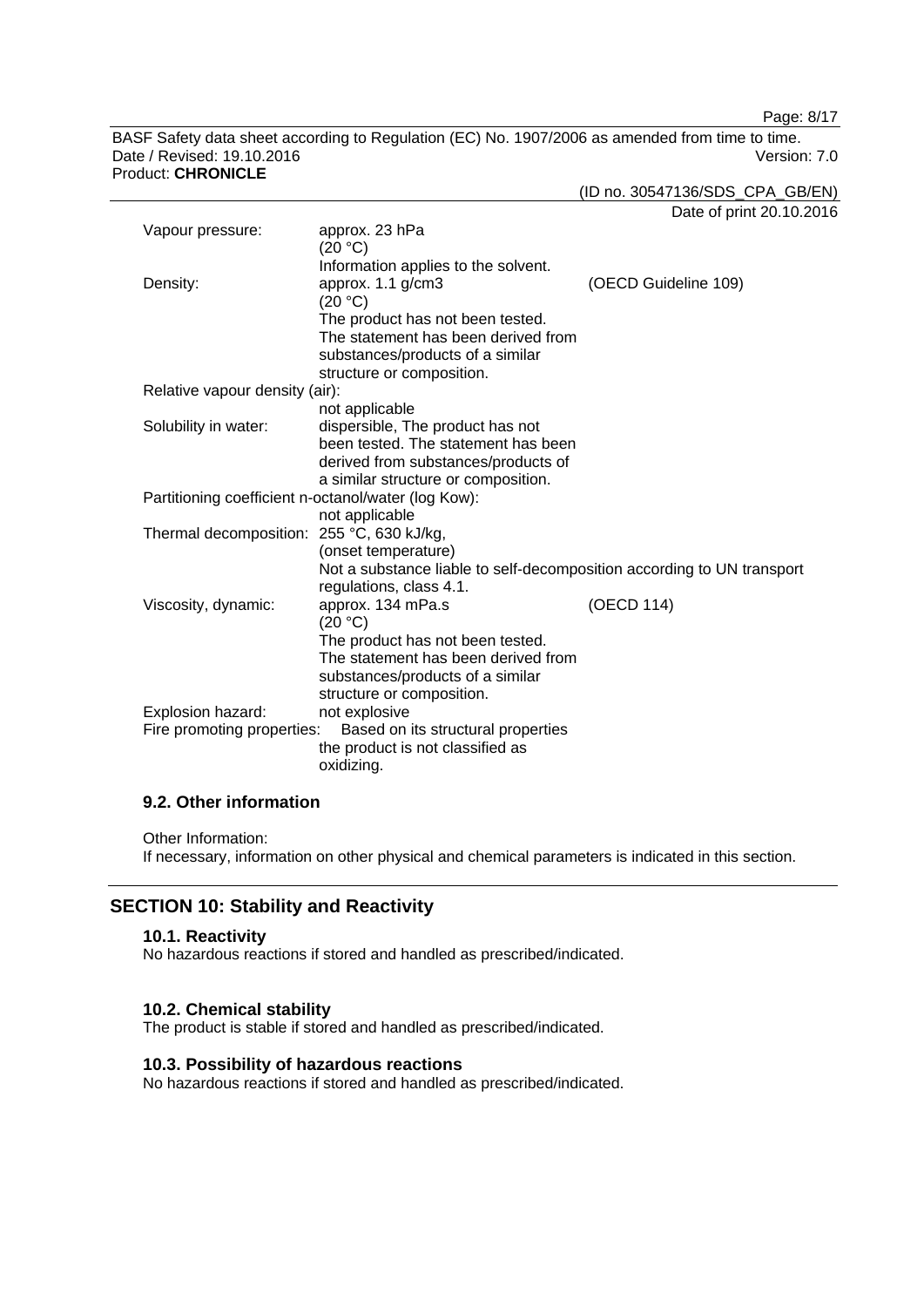| | | |
|---|---|---|
| Vapour pressure: | approx. 23 hPa (20 °C) Information applies to the solvent. | |
| Density: | approx. 1.1 g/cm3 (20 °C) The product has not been tested. The statement has been derived from substances/products of a similar structure or composition. | (OECD Guideline 109) |
| Relative vapour density (air): | not applicable | |
| Solubility in water: | dispersible, The product has not been tested. The statement has been derived from substances/products of a similar structure or composition. | |
| Partitioning coefficient n-octanol/water (log Kow): | not applicable | |
| Thermal decomposition: | 255 °C, 630 kJ/kg, (onset temperature) Not a substance liable to self-decomposition according to UN transport regulations, class 4.1. | |
| Viscosity, dynamic: | approx. 134 mPa.s (20 °C) The product has not been tested. The statement has been derived from substances/products of a similar structure or composition. | (OECD 114) |
| Explosion hazard: | not explosive | |
| Fire promoting properties: | Based on its structural properties the product is not classified as oxidizing. | |

### 9.2. Other information

Other Information:
If necessary, information on other physical and chemical parameters is indicated in this section.

## SECTION 10: Stability and Reactivity

### 10.1. Reactivity

No hazardous reactions if stored and handled as prescribed/indicated.

### 10.2. Chemical stability

The product is stable if stored and handled as prescribed/indicated.

### 10.3. Possibility of hazardous reactions

No hazardous reactions if stored and handled as prescribed/indicated.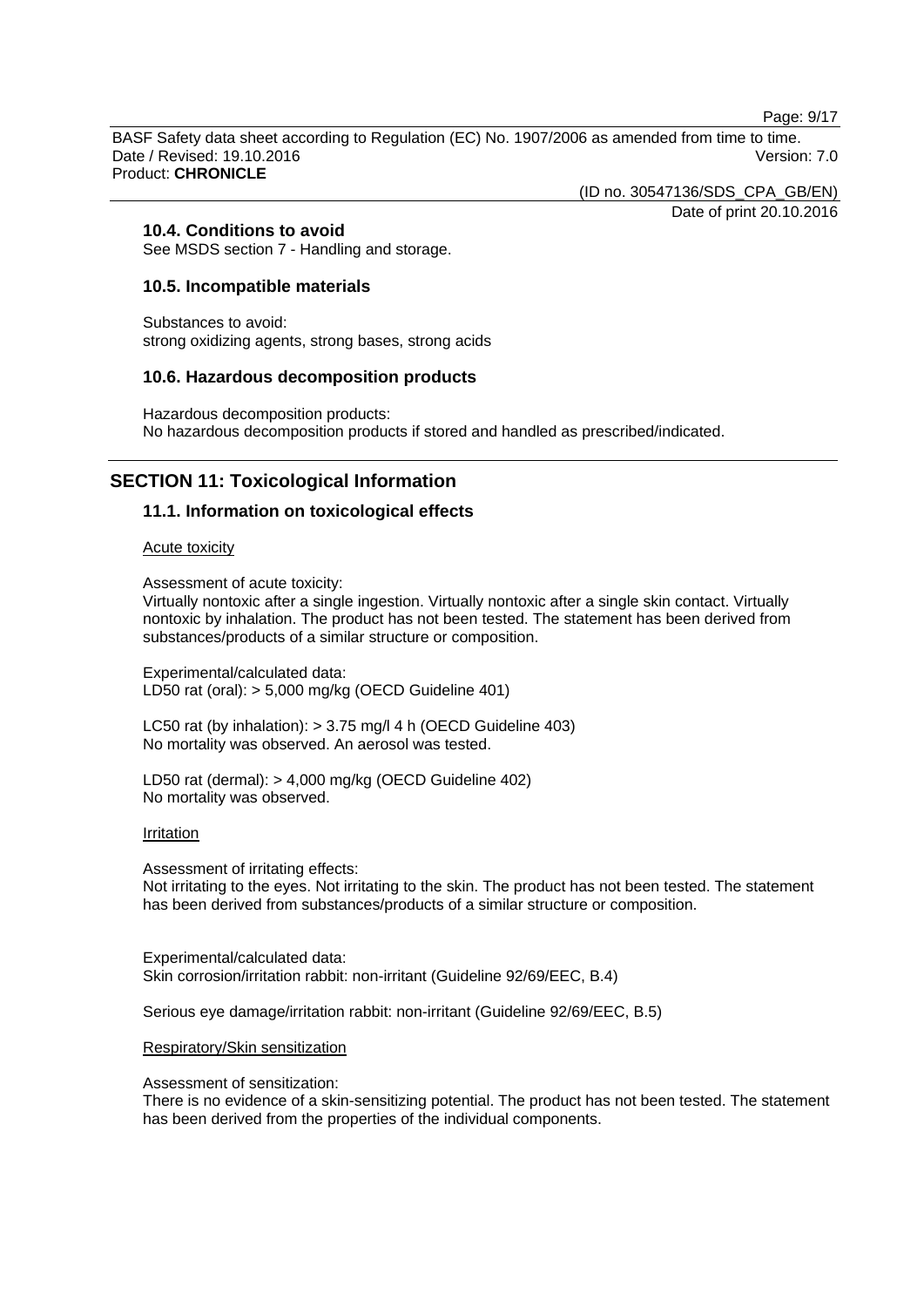### 10.4. Conditions to avoid

See MSDS section 7 - Handling and storage.

### 10.5. Incompatible materials

Substances to avoid:
strong oxidizing agents, strong bases, strong acids

### 10.6. Hazardous decomposition products

Hazardous decomposition products:
No hazardous decomposition products if stored and handled as prescribed/indicated.

## SECTION 11: Toxicological Information

### 11.1. Information on toxicological effects

Acute toxicity

Assessment of acute toxicity:
Virtually nontoxic after a single ingestion. Virtually nontoxic after a single skin contact. Virtually nontoxic by inhalation. The product has not been tested. The statement has been derived from substances/products of a similar structure or composition.

Experimental/calculated data:
LD50 rat (oral): > 5,000 mg/kg (OECD Guideline 401)

LC50 rat (by inhalation): > 3.75 mg/l 4 h (OECD Guideline 403)
No mortality was observed. An aerosol was tested.

LD50 rat (dermal): > 4,000 mg/kg (OECD Guideline 402)
No mortality was observed.

Irritation

Assessment of irritating effects:
Not irritating to the eyes. Not irritating to the skin. The product has not been tested. The statement has been derived from substances/products of a similar structure or composition.

Experimental/calculated data:
Skin corrosion/irritation rabbit: non-irritant (Guideline 92/69/EEC, B.4)

Serious eye damage/irritation rabbit: non-irritant (Guideline 92/69/EEC, B.5)

Respiratory/Skin sensitization

Assessment of sensitization:
There is no evidence of a skin-sensitizing potential. The product has not been tested. The statement has been derived from the properties of the individual components.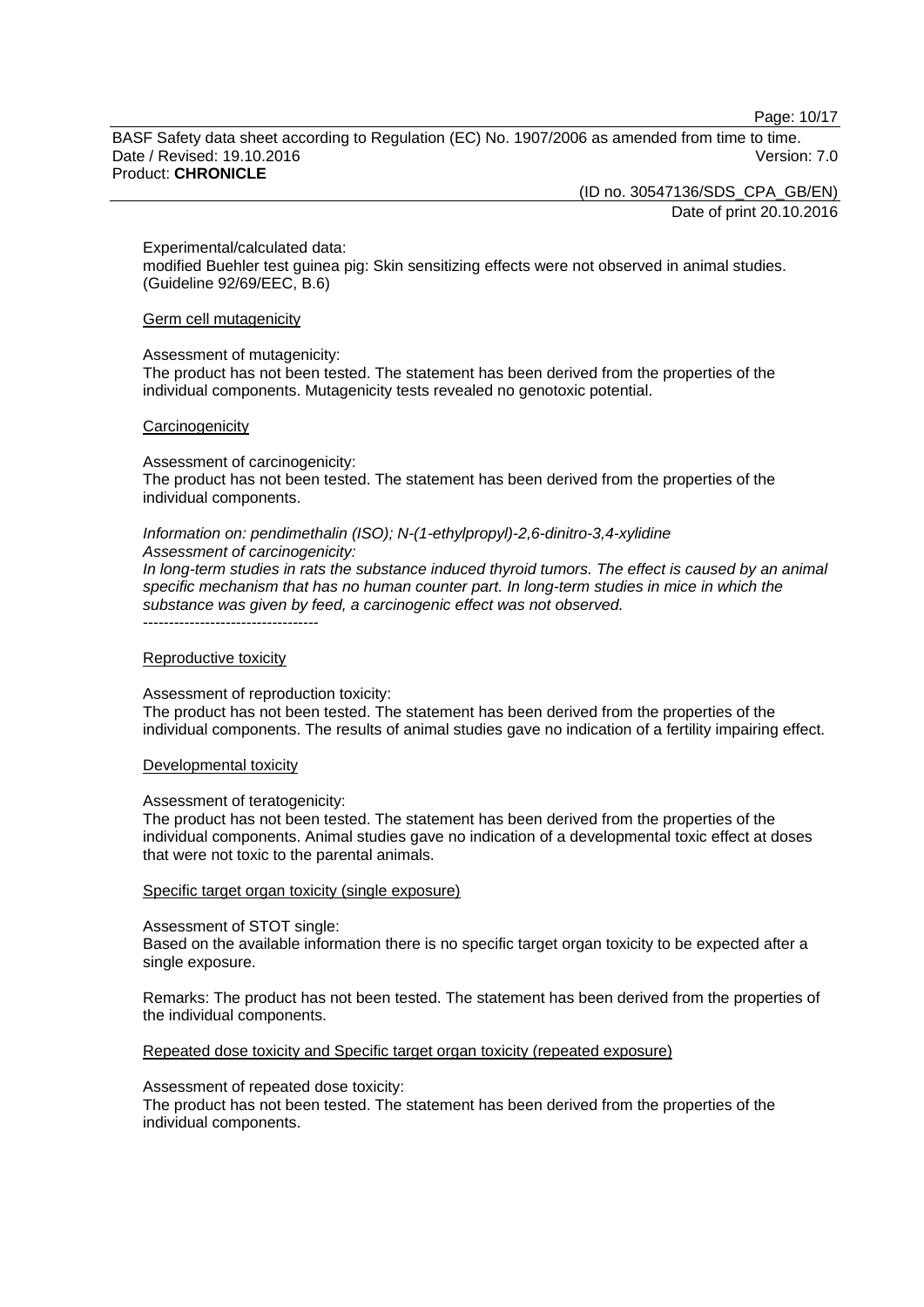Experimental/calculated data:
modified Buehler test guinea pig: Skin sensitizing effects were not observed in animal studies. (Guideline 92/69/EEC, B.6)

Germ cell mutagenicity

Assessment of mutagenicity:
The product has not been tested. The statement has been derived from the properties of the individual components. Mutagenicity tests revealed no genotoxic potential.

Carcinogenicity

Assessment of carcinogenicity:
The product has not been tested. The statement has been derived from the properties of the individual components.

*Information on: pendimethalin (ISO); N-(1-ethylpropyl)-2,6-dinitro-3,4-xylidine*
*Assessment of carcinogenicity:*
*In long-term studies in rats the substance induced thyroid tumors. The effect is caused by an animal specific mechanism that has no human counter part. In long-term studies in mice in which the substance was given by feed, a carcinogenic effect was not observed.*
----------------------------------

Reproductive toxicity

Assessment of reproduction toxicity:
The product has not been tested. The statement has been derived from the properties of the individual components. The results of animal studies gave no indication of a fertility impairing effect.

Developmental toxicity

Assessment of teratogenicity:
The product has not been tested. The statement has been derived from the properties of the individual components. Animal studies gave no indication of a developmental toxic effect at doses that were not toxic to the parental animals.

Specific target organ toxicity (single exposure)

Assessment of STOT single:
Based on the available information there is no specific target organ toxicity to be expected after a single exposure.

Remarks: The product has not been tested. The statement has been derived from the properties of the individual components.

Repeated dose toxicity and Specific target organ toxicity (repeated exposure)

Assessment of repeated dose toxicity:
The product has not been tested. The statement has been derived from the properties of the individual components.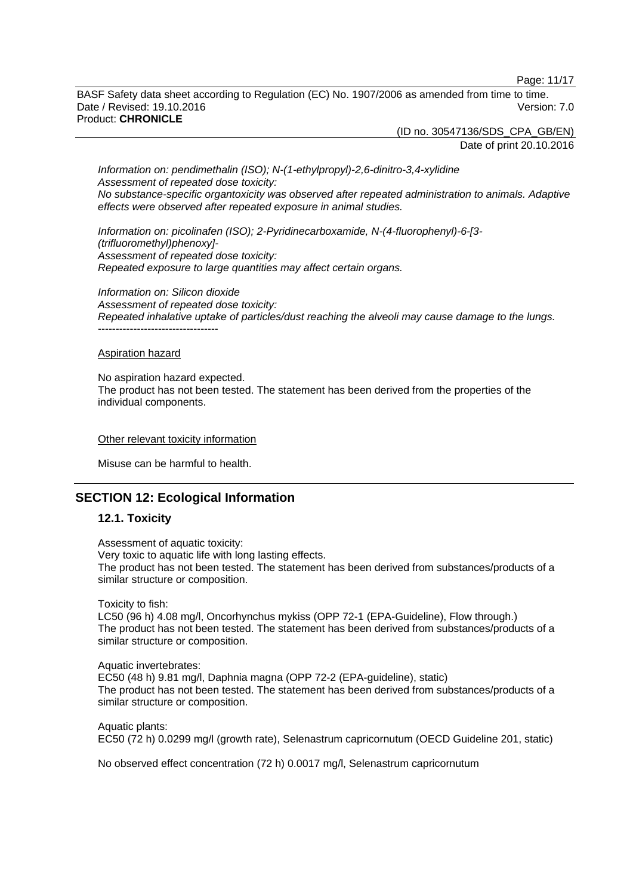*Information on: pendimethalin (ISO); N-(1-ethylpropyl)-2,6-dinitro-3,4-xylidine*
*Assessment of repeated dose toxicity:*
*No substance-specific organtoxicity was observed after repeated administration to animals. Adaptive effects were observed after repeated exposure in animal studies.*

*Information on: picolinafen (ISO); 2-Pyridinecarboxamide, N-(4-fluorophenyl)-6-[3-(trifluoromethyl)phenoxy]-*
*Assessment of repeated dose toxicity:*
*Repeated exposure to large quantities may affect certain organs.*

*Information on: Silicon dioxide*
*Assessment of repeated dose toxicity:*
*Repeated inhalative uptake of particles/dust reaching the alveoli may cause damage to the lungs.*
----------------------------------

Aspiration hazard

No aspiration hazard expected.
The product has not been tested. The statement has been derived from the properties of the individual components.

Other relevant toxicity information

Misuse can be harmful to health.

## SECTION 12: Ecological Information

### 12.1. Toxicity

Assessment of aquatic toxicity:
Very toxic to aquatic life with long lasting effects.
The product has not been tested. The statement has been derived from substances/products of a similar structure or composition.

Toxicity to fish:
LC50 (96 h) 4.08 mg/l, Oncorhynchus mykiss (OPP 72-1 (EPA-Guideline), Flow through.)
The product has not been tested. The statement has been derived from substances/products of a similar structure or composition.

Aquatic invertebrates:
EC50 (48 h) 9.81 mg/l, Daphnia magna (OPP 72-2 (EPA-guideline), static)
The product has not been tested. The statement has been derived from substances/products of a similar structure or composition.

Aquatic plants:
EC50 (72 h) 0.0299 mg/l (growth rate), Selenastrum capricornutum (OECD Guideline 201, static)

No observed effect concentration (72 h) 0.0017 mg/l, Selenastrum capricornutum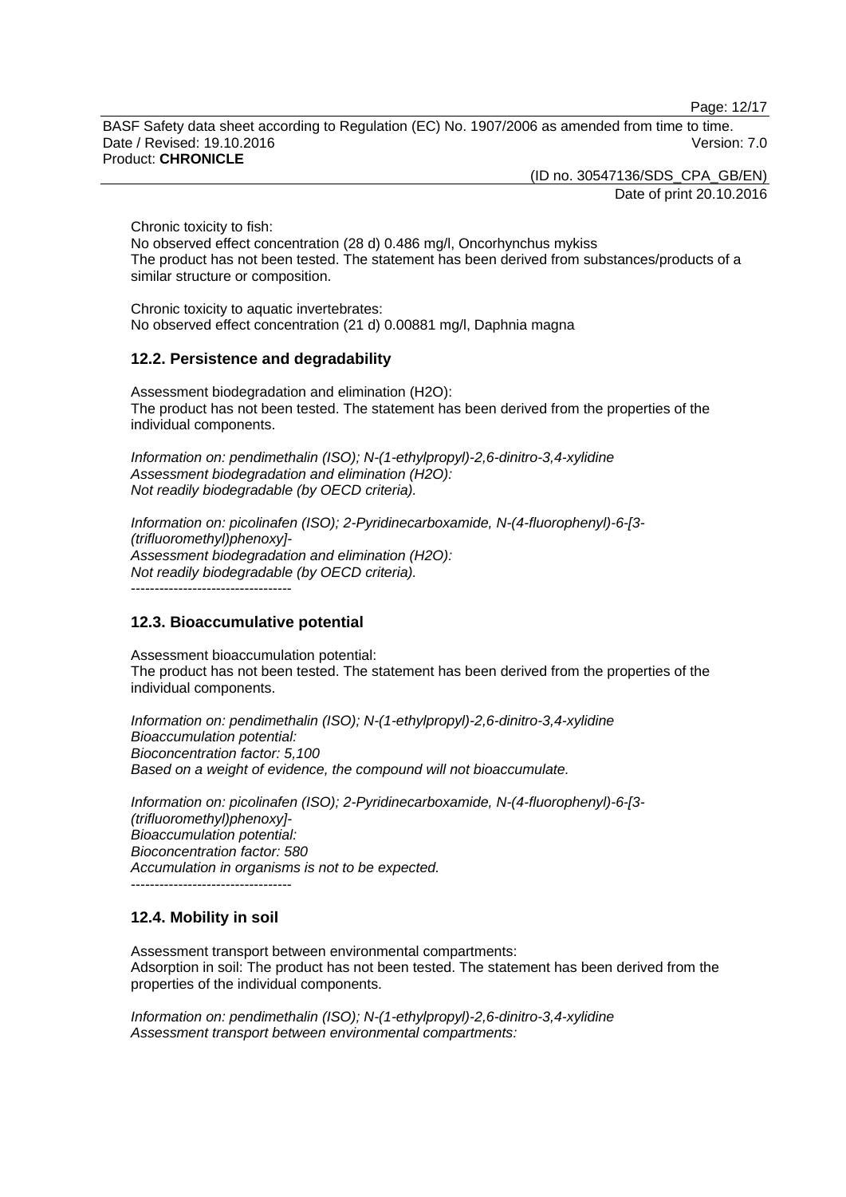Chronic toxicity to fish:
No observed effect concentration (28 d) 0.486 mg/l, Oncorhynchus mykiss
The product has not been tested. The statement has been derived from substances/products of a similar structure or composition.

Chronic toxicity to aquatic invertebrates:
No observed effect concentration (21 d) 0.00881 mg/l, Daphnia magna

## 12.2. Persistence and degradability

Assessment biodegradation and elimination ($H_2O$):
The product has not been tested. The statement has been derived from the properties of the individual components.

*Information on: pendimethalin (ISO); N-(1-ethylpropyl)-2,6-dinitro-3,4-xylidine*
*Assessment biodegradation and elimination ($H_2O$):*
*Not readily biodegradable (by OECD criteria).*

*Information on: picolinafen (ISO); 2-Pyridinecarboxamide, N-(4-fluorophenyl)-6-[3-(trifluoromethyl)phenoxy]-*
*Assessment biodegradation and elimination ($H_2O$):*
*Not readily biodegradable (by OECD criteria).*
----------------------------------

## 12.3. Bioaccumulative potential

Assessment bioaccumulation potential:
The product has not been tested. The statement has been derived from the properties of the individual components.

*Information on: pendimethalin (ISO); N-(1-ethylpropyl)-2,6-dinitro-3,4-xylidine*
*Bioaccumulation potential:*
*Bioconcentration factor: 5,100*
*Based on a weight of evidence, the compound will not bioaccumulate.*

*Information on: picolinafen (ISO); 2-Pyridinecarboxamide, N-(4-fluorophenyl)-6-[3-(trifluoromethyl)phenoxy]-*
*Bioaccumulation potential:*
*Bioconcentration factor: 580*
*Accumulation in organisms is not to be expected.*
----------------------------------

## 12.4. Mobility in soil

Assessment transport between environmental compartments:
Adsorption in soil: The product has not been tested. The statement has been derived from the properties of the individual components.

*Information on: pendimethalin (ISO); N-(1-ethylpropyl)-2,6-dinitro-3,4-xylidine*
*Assessment transport between environmental compartments:*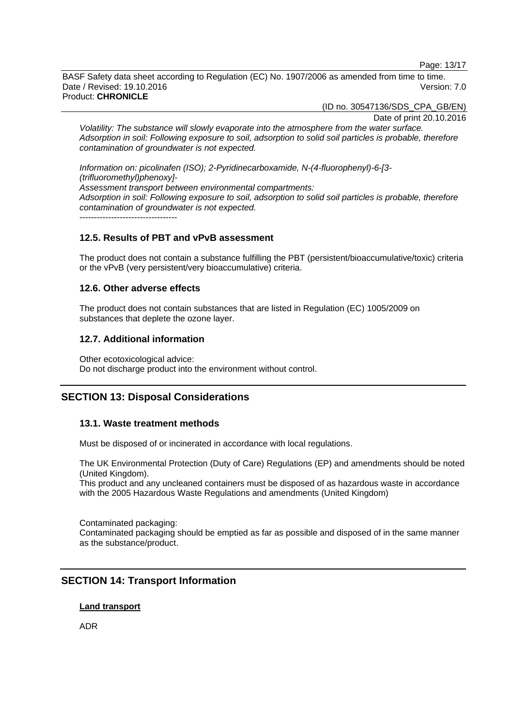*Volatility: The substance will slowly evaporate into the atmosphere from the water surface.*
*Adsorption in soil: Following exposure to soil, adsorption to solid soil particles is probable, therefore contamination of groundwater is not expected.*

*Information on: picolinafen (ISO); 2-Pyridinecarboxamide, N-(4-fluorophenyl)-6-[3-(trifluoromethyl)phenoxy]-*
*Assessment transport between environmental compartments:*
*Adsorption in soil: Following exposure to soil, adsorption to solid soil particles is probable, therefore contamination of groundwater is not expected.*
----------------------------------

### 12.5. Results of PBT and vPvB assessment

The product does not contain a substance fulfilling the PBT (persistent/bioaccumulative/toxic) criteria or the vPvB (very persistent/very bioaccumulative) criteria.

### 12.6. Other adverse effects

The product does not contain substances that are listed in Regulation (EC) 1005/2009 on substances that deplete the ozone layer.

### 12.7. Additional information

Other ecotoxicological advice:
Do not discharge product into the environment without control.

## SECTION 13: Disposal Considerations

### 13.1. Waste treatment methods

Must be disposed of or incinerated in accordance with local regulations.

The UK Environmental Protection (Duty of Care) Regulations (EP) and amendments should be noted (United Kingdom).
This product and any uncleaned containers must be disposed of as hazardous waste in accordance with the 2005 Hazardous Waste Regulations and amendments (United Kingdom)

Contaminated packaging:
Contaminated packaging should be emptied as far as possible and disposed of in the same manner as the substance/product.

## SECTION 14: Transport Information

**Land transport**

ADR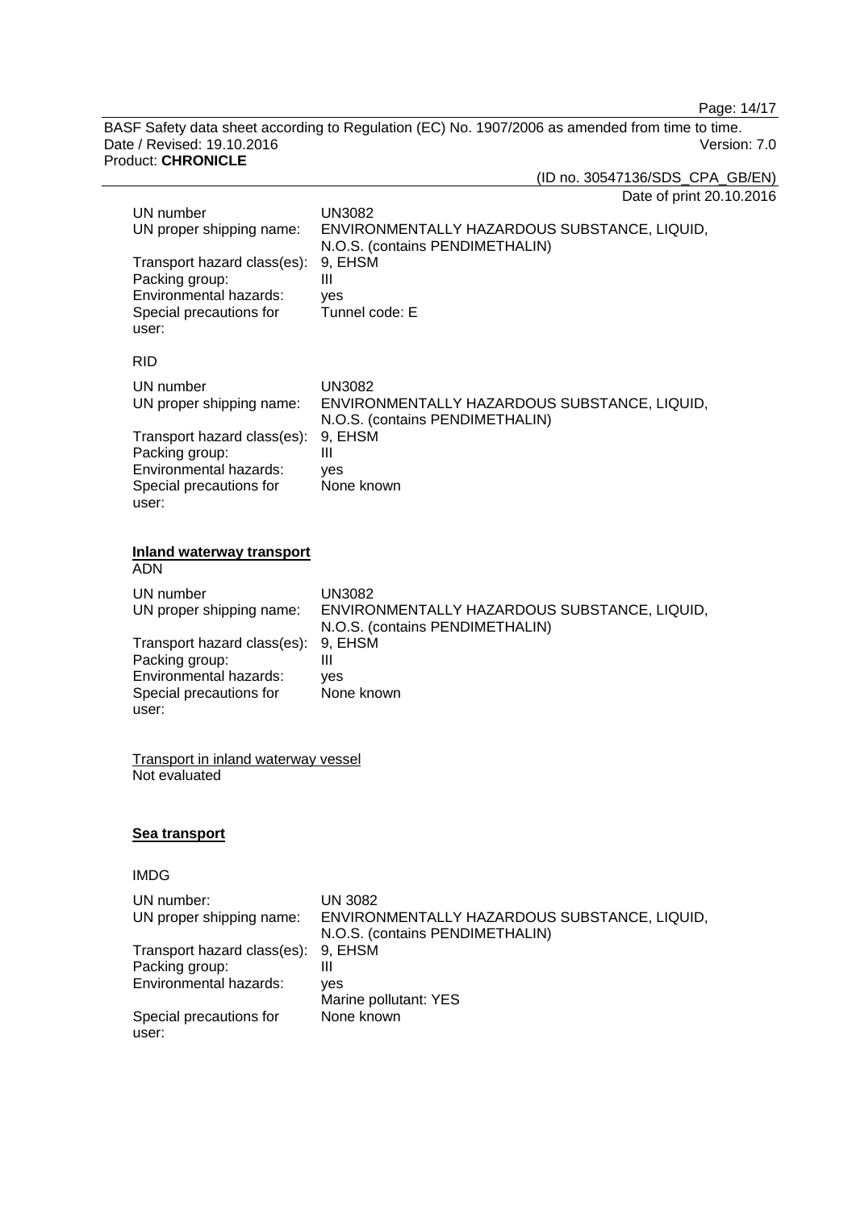| | |
|---|---|
| UN number | UN3082 |
| UN proper shipping name: | ENVIRONMENTALLY HAZARDOUS SUBSTANCE, LIQUID, N.O.S. (contains PENDIMETHALIN) |
| Transport hazard class(es): | 9, EHSM |
| Packing group: | III |
| Environmental hazards: | yes |
| Special precautions for user: | Tunnel code: E |

RID

| | |
|---|---|
| UN number | UN3082 |
| UN proper shipping name: | ENVIRONMENTALLY HAZARDOUS SUBSTANCE, LIQUID, N.O.S. (contains PENDIMETHALIN) |
| Transport hazard class(es): | 9, EHSM |
| Packing group: | III |
| Environmental hazards: | yes |
| Special precautions for user: | None known |

**Inland waterway transport**

ADN

| | |
|---|---|
| UN number | UN3082 |
| UN proper shipping name: | ENVIRONMENTALLY HAZARDOUS SUBSTANCE, LIQUID, N.O.S. (contains PENDIMETHALIN) |
| Transport hazard class(es): | 9, EHSM |
| Packing group: | III |
| Environmental hazards: | yes |
| Special precautions for user: | None known |

Transport in inland waterway vessel

Not evaluated

**Sea transport**

IMDG

| | |
|---|---|
| UN number: | UN 3082 |
| UN proper shipping name: | ENVIRONMENTALLY HAZARDOUS SUBSTANCE, LIQUID, N.O.S. (contains PENDIMETHALIN) |
| Transport hazard class(es): | 9, EHSM |
| Packing group: | III |
| Environmental hazards: | yes<br>Marine pollutant: YES |
| Special precautions for user: | None known |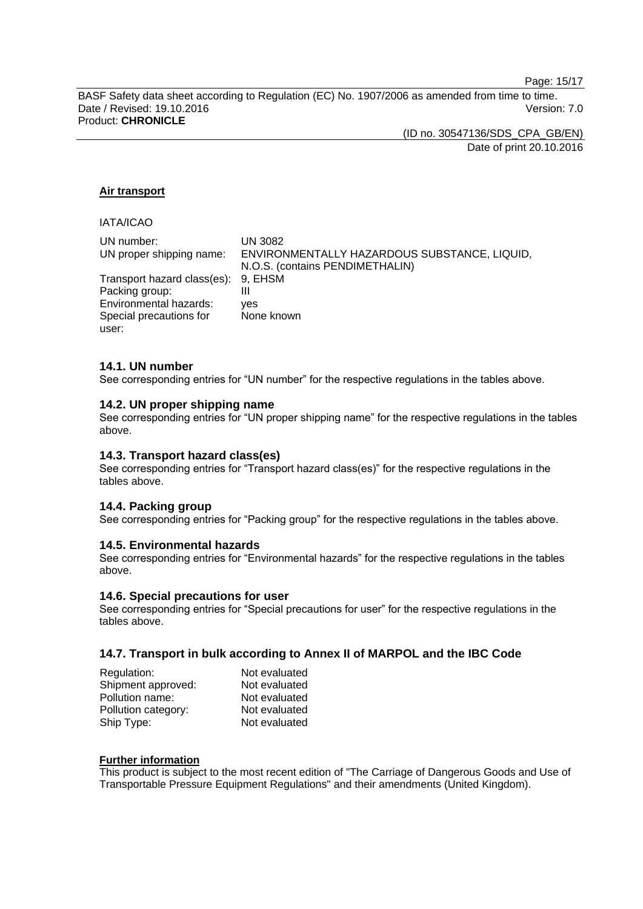**Air transport**

IATA/ICAO

| | |
|---|---|
| UN number: | UN 3082 |
| UN proper shipping name: | ENVIRONMENTALLY HAZARDOUS SUBSTANCE, LIQUID, N.O.S. (contains PENDIMETHALIN) |
| Transport hazard class(es): | 9, EHSM |
| Packing group: | III |
| Environmental hazards: | yes |
| Special precautions for user: | None known |

### 14.1. UN number

See corresponding entries for “UN number” for the respective regulations in the tables above.

### 14.2. UN proper shipping name

See corresponding entries for “UN proper shipping name” for the respective regulations in the tables above.

### 14.3. Transport hazard class(es)

See corresponding entries for “Transport hazard class(es)” for the respective regulations in the tables above.

### 14.4. Packing group

See corresponding entries for “Packing group” for the respective regulations in the tables above.

### 14.5. Environmental hazards

See corresponding entries for “Environmental hazards” for the respective regulations in the tables above.

### 14.6. Special precautions for user

See corresponding entries for “Special precautions for user” for the respective regulations in the tables above.

### 14.7. Transport in bulk according to Annex II of MARPOL and the IBC Code

| | |
|---|---|
| Regulation: | Not evaluated |
| Shipment approved: | Not evaluated |
| Pollution name: | Not evaluated |
| Pollution category: | Not evaluated |
| Ship Type: | Not evaluated |

**Further information**

This product is subject to the most recent edition of "The Carriage of Dangerous Goods and Use of Transportable Pressure Equipment Regulations" and their amendments (United Kingdom).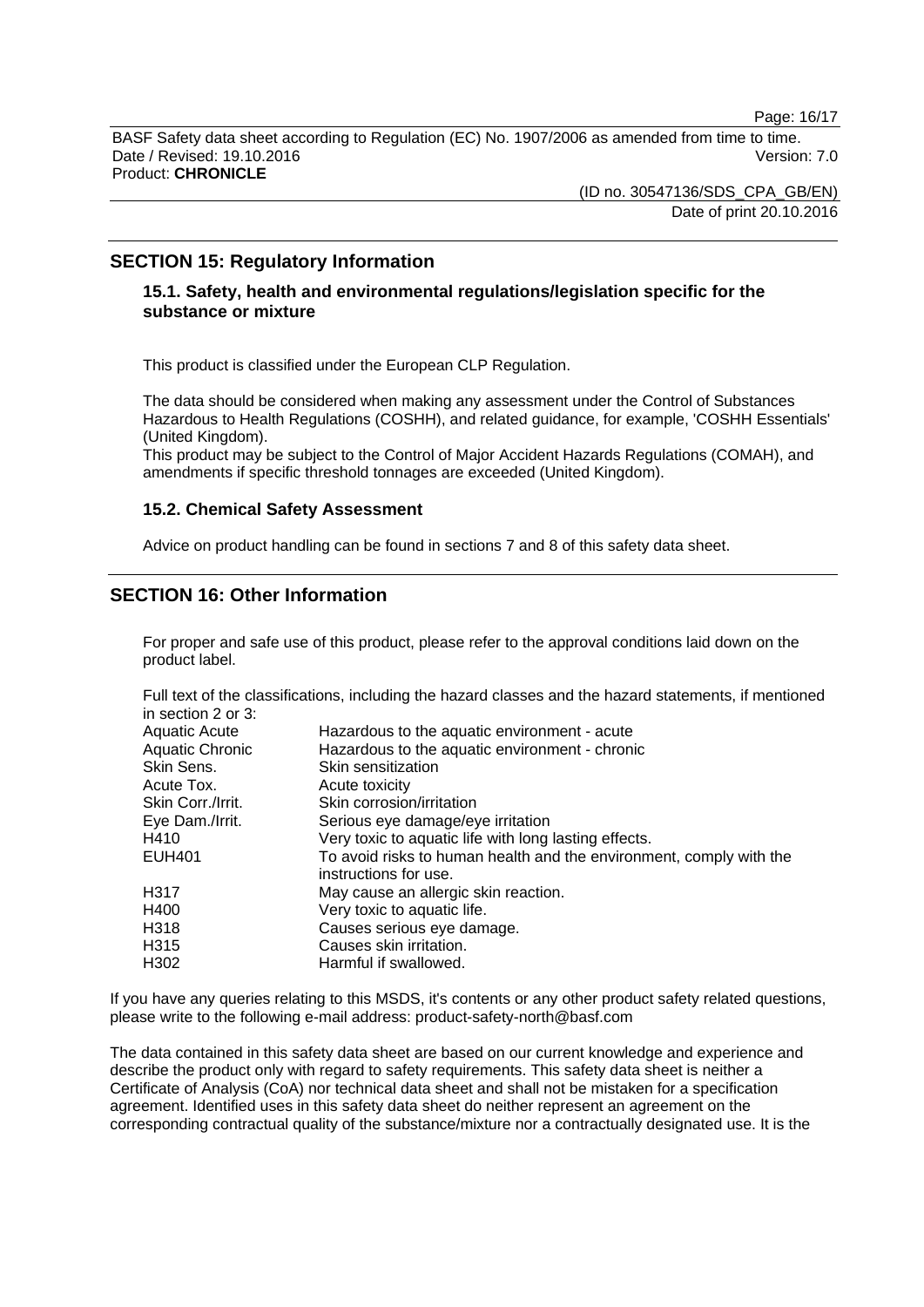## SECTION 15: Regulatory Information

### 15.1. Safety, health and environmental regulations/legislation specific for the substance or mixture

This product is classified under the European CLP Regulation.

The data should be considered when making any assessment under the Control of Substances Hazardous to Health Regulations (COSHH), and related guidance, for example, 'COSHH Essentials' (United Kingdom).
This product may be subject to the Control of Major Accident Hazards Regulations (COMAH), and amendments if specific threshold tonnages are exceeded (United Kingdom).

### 15.2. Chemical Safety Assessment

Advice on product handling can be found in sections 7 and 8 of this safety data sheet.

## SECTION 16: Other Information

For proper and safe use of this product, please refer to the approval conditions laid down on the product label.

Full text of the classifications, including the hazard classes and the hazard statements, if mentioned in section 2 or 3:

| | |
|---|---|
| Aquatic Acute | Hazardous to the aquatic environment - acute |
| Aquatic Chronic | Hazardous to the aquatic environment - chronic |
| Skin Sens. | Skin sensitization |
| Acute Tox. | Acute toxicity |
| Skin Corr./Irrit. | Skin corrosion/irritation |
| Eye Dam./Irrit. | Serious eye damage/eye irritation |
| H410 | Very toxic to aquatic life with long lasting effects. |
| EUH401 | To avoid risks to human health and the environment, comply with the instructions for use. |
| H317 | May cause an allergic skin reaction. |
| H400 | Very toxic to aquatic life. |
| H318 | Causes serious eye damage. |
| H315 | Causes skin irritation. |
| H302 | Harmful if swallowed. |

If you have any queries relating to this MSDS, it's contents or any other product safety related questions, please write to the following e-mail address: product-safety-north@basf.com

The data contained in this safety data sheet are based on our current knowledge and experience and describe the product only with regard to safety requirements. This safety data sheet is neither a Certificate of Analysis (CoA) nor technical data sheet and shall not be mistaken for a specification agreement. Identified uses in this safety data sheet do neither represent an agreement on the corresponding contractual quality of the substance/mixture nor a contractually designated use. It is the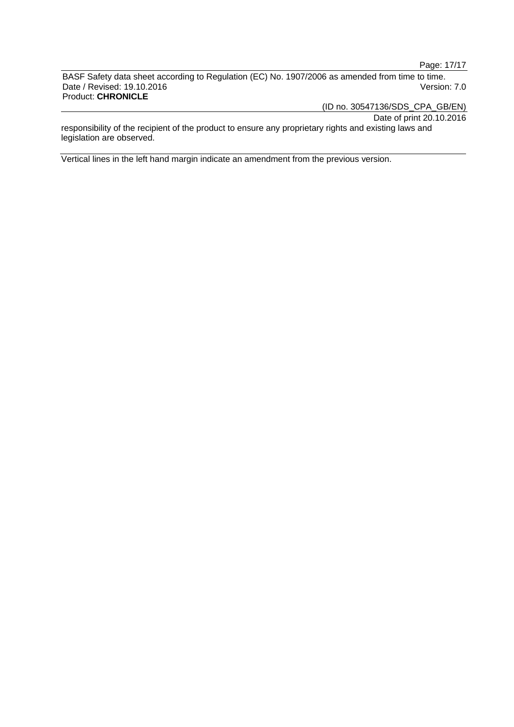responsibility of the recipient of the product to ensure any proprietary rights and existing laws and legislation are observed.

---

Vertical lines in the left hand margin indicate an amendment from the previous version.